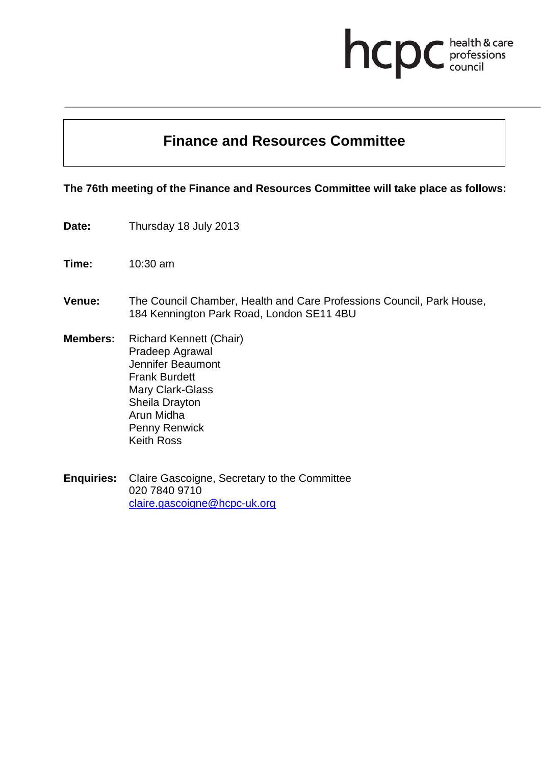hcpc health & care professions council

# Finance and Resources Committee

**The 76th meeting of the Finance and Resources Committee will take place as follows:**

**Date:** Thursday 18 July 2013

**Time:** 10:30 am

**Venue:** The Council Chamber, Health and Care Professions Council, Park House, 184 Kennington Park Road, London SE11 4BU

**Members:** Richard Kennett (Chair)
Pradeep Agrawal
Jennifer Beaumont
Frank Burdett
Mary Clark-Glass
Sheila Drayton
Arun Midha
Penny Renwick
Keith Ross

**Enquiries:** Claire Gascoigne, Secretary to the Committee
020 7840 9710
claire.gascoigne@hcpc-uk.org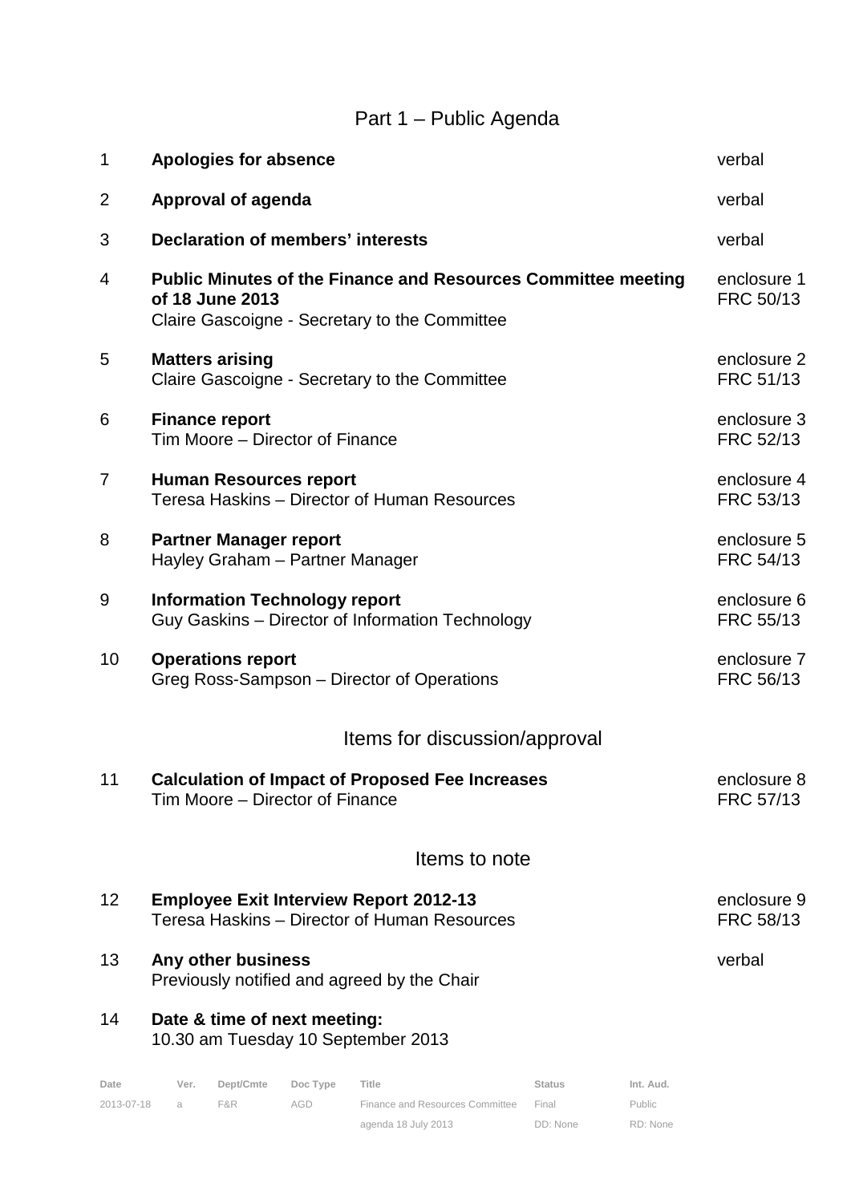## Part 1 – Public Agenda

| | | |
|---|---|---|
| 1 | **Apologies for absence** | verbal |
| 2 | **Approval of agenda** | verbal |
| 3 | **Declaration of members' interests** | verbal |
| 4 | **Public Minutes of the Finance and Resources Committee meeting of 18 June 2013**<br>Claire Gascoigne - Secretary to the Committee | enclosure 1<br>FRC 50/13 |
| 5 | **Matters arising**<br>Claire Gascoigne - Secretary to the Committee | enclosure 2<br>FRC 51/13 |
| 6 | **Finance report**<br>Tim Moore – Director of Finance | enclosure 3<br>FRC 52/13 |
| 7 | **Human Resources report**<br>Teresa Haskins – Director of Human Resources | enclosure 4<br>FRC 53/13 |
| 8 | **Partner Manager report**<br>Hayley Graham – Partner Manager | enclosure 5<br>FRC 54/13 |
| 9 | **Information Technology report**<br>Guy Gaskins – Director of Information Technology | enclosure 6<br>FRC 55/13 |
| 10 | **Operations report**<br>Greg Ross-Sampson – Director of Operations | enclosure 7<br>FRC 56/13 |

## Items for discussion/approval

| | | |
|---|---|---|
| 11 | **Calculation of Impact of Proposed Fee Increases**<br>Tim Moore – Director of Finance | enclosure 8<br>FRC 57/13 |

## Items to note

| | | |
|---|---|---|
| 12 | **Employee Exit Interview Report 2012-13**<br>Teresa Haskins – Director of Human Resources | enclosure 9<br>FRC 58/13 |
| 13 | **Any other business**<br>Previously notified and agreed by the Chair | verbal |
| 14 | **Date & time of next meeting:**<br>10.30 am Tuesday 10 September 2013 | |

| Date | Ver. | Dept/Cmte | Doc Type | Title | Status | Int. Aud. |
|---|---|---|---|---|---|---|
| 2013-07-18 | a | F&R | AGD | Finance and Resources Committee agenda 18 July 2013 | Final<br>DD: None | Public<br>RD: None |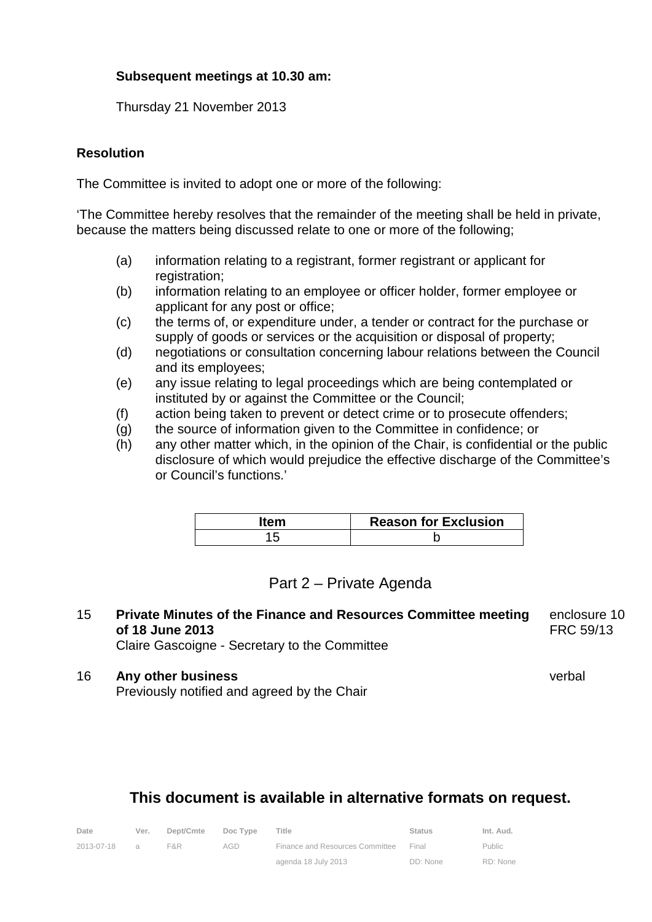**Subsequent meetings at 10.30 am:**

Thursday 21 November 2013

**Resolution**

The Committee is invited to adopt one or more of the following:

'The Committee hereby resolves that the remainder of the meeting shall be held in private, because the matters being discussed relate to one or more of the following;

(a) information relating to a registrant, former registrant or applicant for registration;
(b) information relating to an employee or officer holder, former employee or applicant for any post or office;
(c) the terms of, or expenditure under, a tender or contract for the purchase or supply of goods or services or the acquisition or disposal of property;
(d) negotiations or consultation concerning labour relations between the Council and its employees;
(e) any issue relating to legal proceedings which are being contemplated or instituted by or against the Committee or the Council;
(f) action being taken to prevent or detect crime or to prosecute offenders;
(g) the source of information given to the Committee in confidence; or
(h) any other matter which, in the opinion of the Chair, is confidential or the public disclosure of which would prejudice the effective discharge of the Committee's or Council's functions.'

| Item | Reason for Exclusion |
|---|---|
| 15 | b |

## Part 2 – Private Agenda

15 **Private Minutes of the Finance and Resources Committee meeting of 18 June 2013** — enclosure 10, FRC 59/13
Claire Gascoigne - Secretary to the Committee

16 **Any other business** — verbal
Previously notified and agreed by the Chair

### This document is available in alternative formats on request.

| Date | Ver. | Dept/Cmte | Doc Type | Title | Status | Int. Aud. |
|---|---|---|---|---|---|---|
| 2013-07-18 | a | F&R | AGD | Finance and Resources Committee agenda 18 July 2013 | Final<br>DD: None | Public<br>RD: None |